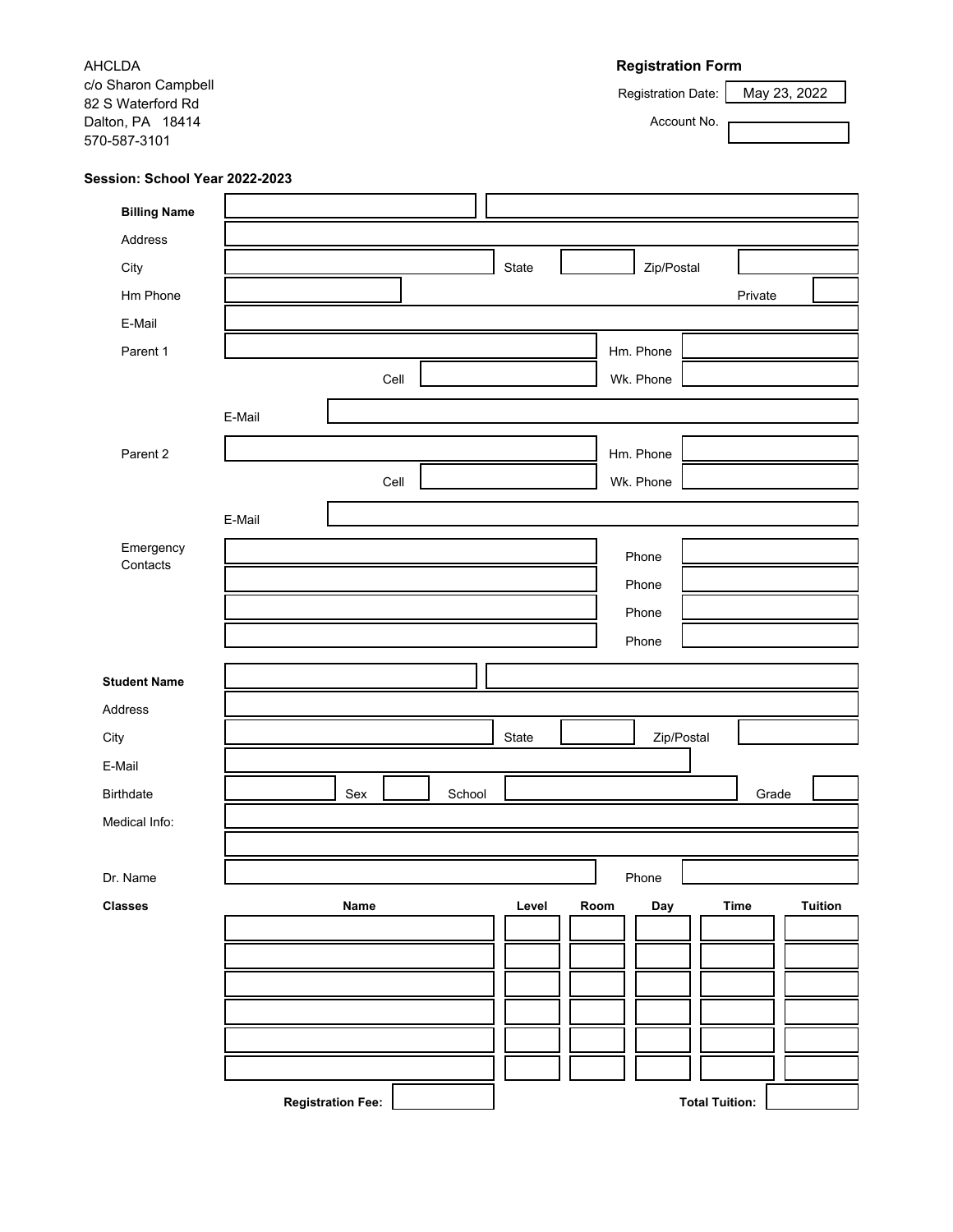AHCLDA
c/o Sharon Campbell
82 S Waterford Rd
Dalton, PA 18414
570-587-3101

**Registration Form**

Registration Date: May 23, 2022

Account No.

**Session: School Year 2022-2023**

**Billing Name**

Address

City | State | Zip/Postal

Hm Phone | Private

E-Mail

Parent 1 | Hm. Phone

Cell | Wk. Phone

E-Mail

Parent 2 | Hm. Phone

Cell | Wk. Phone

E-Mail

Emergency Contacts | Phone

Phone

Phone

Phone

**Student Name**

Address

City | State | Zip/Postal

E-Mail

Birthdate | Sex | School | Grade

Medical Info:

Dr. Name | Phone

**Classes**

| Name | Level | Room | Day | Time | Tuition |
|---|---|---|---|---|---|
| | | | | | |
| | | | | | |
| | | | | | |
| | | | | | |
| | | | | | |
| | | | | | |

**Registration Fee:**

**Total Tuition:**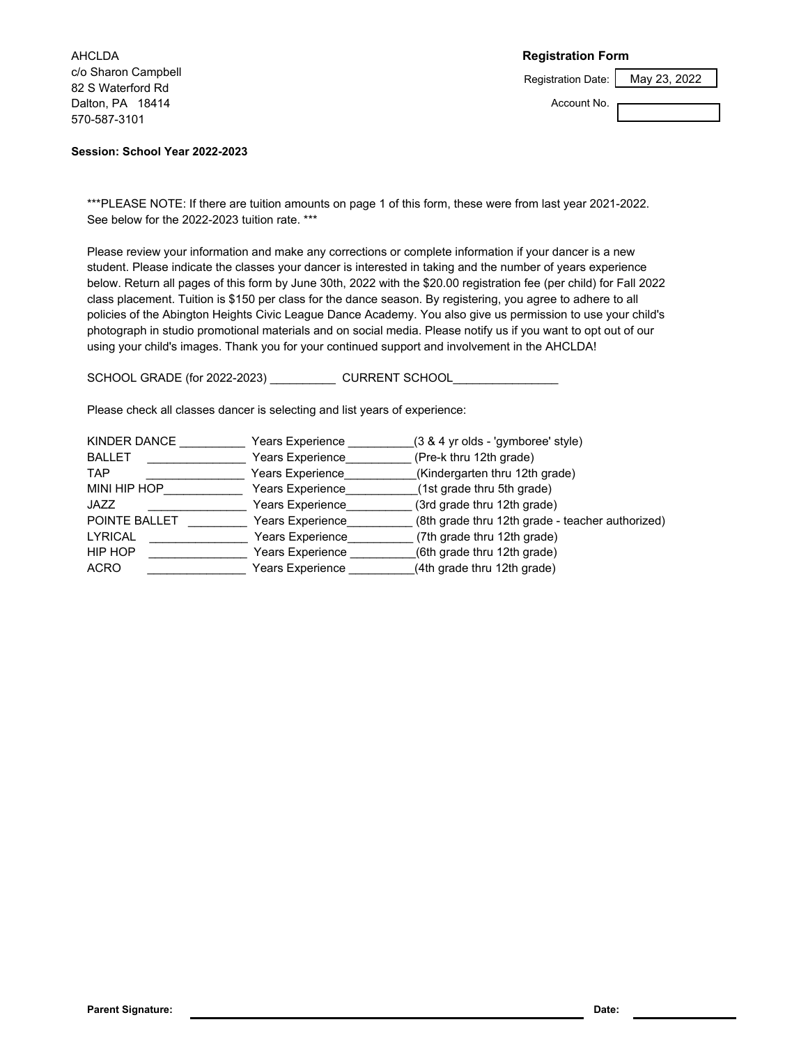AHCLDA
c/o Sharon Campbell
82 S Waterford Rd
Dalton, PA 18414
570-587-3101

**Registration Form**

Registration Date: May 23, 2022

Account No.

**Session: School Year 2022-2023**

***PLEASE NOTE: If there are tuition amounts on page 1 of this form, these were from last year 2021-2022. See below for the 2022-2023 tuition rate. ***

Please review your information and make any corrections or complete information if your dancer is a new student. Please indicate the classes your dancer is interested in taking and the number of years experience below. Return all pages of this form by June 30th, 2022 with the $20.00 registration fee (per child) for Fall 2022 class placement. Tuition is $150 per class for the dance season. By registering, you agree to adhere to all policies of the Abington Heights Civic League Dance Academy. You also give us permission to use your child's photograph in studio promotional materials and on social media. Please notify us if you want to opt out of our using your child's images. Thank you for your continued support and involvement in the AHCLDA!

SCHOOL GRADE (for 2022-2023) __________ CURRENT SCHOOL________________

Please check all classes dancer is selecting and list years of experience:

| | | | |
|---|---|---|---|
| KINDER DANCE __________ | Years Experience __________ | (3 & 4 yr olds - 'gymboree' style) |
| BALLET _______________ | Years Experience __________ | (Pre-k thru 12th grade) |
| TAP _______________ | Years Experience ___________ | (Kindergarten thru 12th grade) |
| MINI HIP HOP____________ | Years Experience ___________ | (1st grade thru 5th grade) |
| JAZZ _______________ | Years Experience __________ | (3rd grade thru 12th grade) |
| POINTE BALLET _________ | Years Experience __________ | (8th grade thru 12th grade - teacher authorized) |
| LYRICAL _______________ | Years Experience __________ | (7th grade thru 12th grade) |
| HIP HOP _______________ | Years Experience __________ | (6th grade thru 12th grade) |
| ACRO _______________ | Years Experience __________ | (4th grade thru 12th grade) |

**Parent Signature:** ________________________________ **Date:** ____________